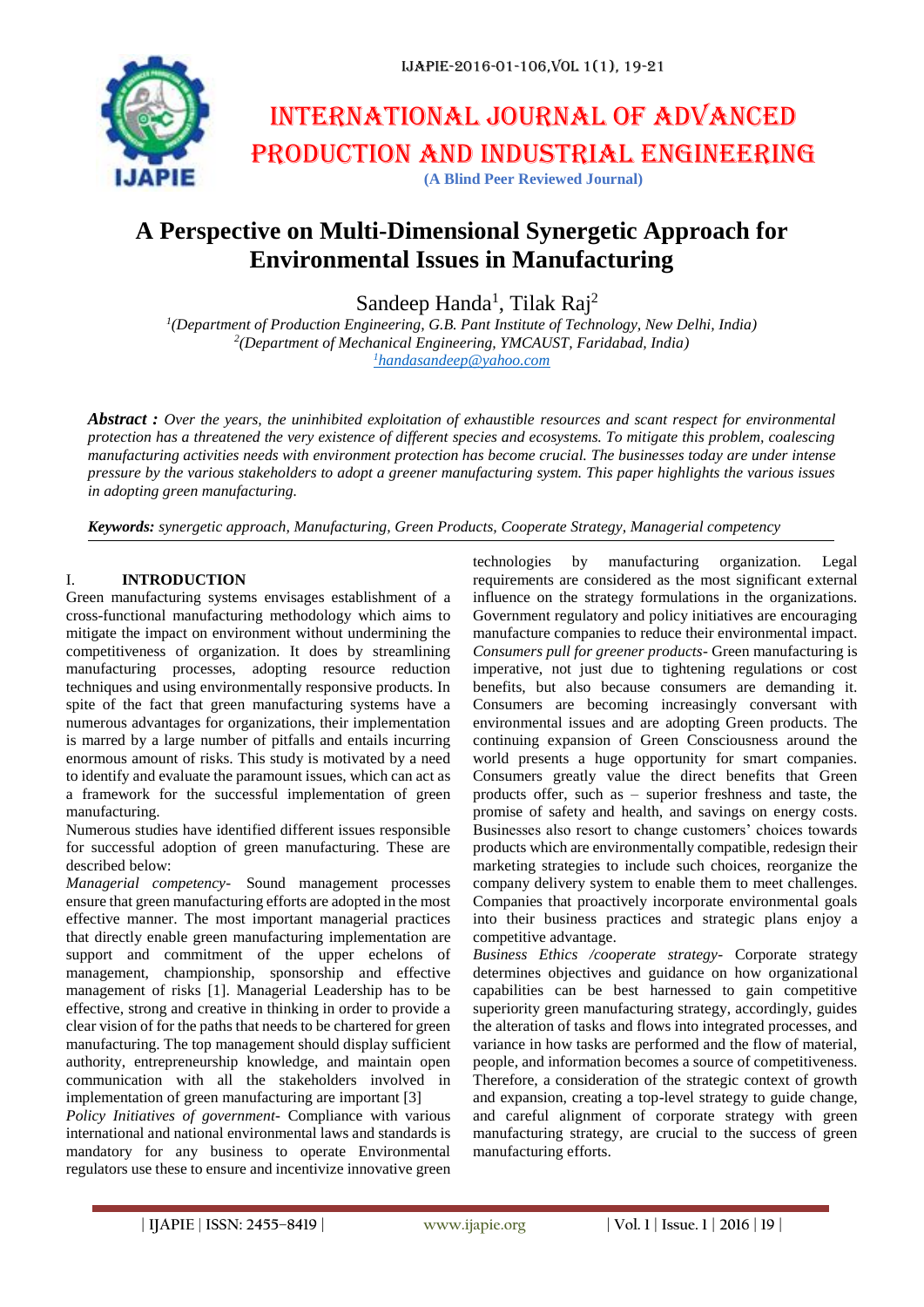# INTERNATIONAL JOURNAL OF ADVANCED PRODUCTION AND INDUSTRIAL ENGINEERING

**(A Blind Peer Reviewed Journal)**

# A Perspective on Multi-Dimensional Synergetic Approach for Environmental Issues in Manufacturing

Sandeep Handa[1], Tilak Raj[2]

[1]*(Department of Production Engineering, G.B. Pant Institute of Technology, New Delhi, India)*
[2]*(Department of Mechanical Engineering, YMCAUST, Faridabad, India)*
[1]*handasandeep@yahoo.com*

***Abstract :*** *Over the years, the uninhibited exploitation of exhaustible resources and scant respect for environmental protection has a threatened the very existence of different species and ecosystems. To mitigate this problem, coalescing manufacturing activities needs with environment protection has become crucial. The businesses today are under intense pressure by the various stakeholders to adopt a greener manufacturing system. This paper highlights the various issues in adopting green manufacturing.*

***Keywords:*** *synergetic approach, Manufacturing, Green Products, Cooperate Strategy, Managerial competency*

## I. INTRODUCTION

Green manufacturing systems envisages establishment of a cross-functional manufacturing methodology which aims to mitigate the impact on environment without undermining the competitiveness of organization. It does by streamlining manufacturing processes, adopting resource reduction techniques and using environmentally responsive products. In spite of the fact that green manufacturing systems have a numerous advantages for organizations, their implementation is marred by a large number of pitfalls and entails incurring enormous amount of risks. This study is motivated by a need to identify and evaluate the paramount issues, which can act as a framework for the successful implementation of green manufacturing.

Numerous studies have identified different issues responsible for successful adoption of green manufacturing. These are described below:

*Managerial competency*- Sound management processes ensure that green manufacturing efforts are adopted in the most effective manner. The most important managerial practices that directly enable green manufacturing implementation are support and commitment of the upper echelons of management, championship, sponsorship and effective management of risks [1]. Managerial Leadership has to be effective, strong and creative in thinking in order to provide a clear vision of for the paths that needs to be chartered for green manufacturing. The top management should display sufficient authority, entrepreneurship knowledge, and maintain open communication with all the stakeholders involved in implementation of green manufacturing are important [3]

*Policy Initiatives of government*- Compliance with various international and national environmental laws and standards is mandatory for any business to operate Environmental regulators use these to ensure and incentivize innovative green technologies by manufacturing organization. Legal requirements are considered as the most significant external influence on the strategy formulations in the organizations. Government regulatory and policy initiatives are encouraging manufacture companies to reduce their environmental impact.

*Consumers pull for greener products*- Green manufacturing is imperative, not just due to tightening regulations or cost benefits, but also because consumers are demanding it. Consumers are becoming increasingly conversant with environmental issues and are adopting Green products. The continuing expansion of Green Consciousness around the world presents a huge opportunity for smart companies. Consumers greatly value the direct benefits that Green products offer, such as – superior freshness and taste, the promise of safety and health, and savings on energy costs. Businesses also resort to change customers' choices towards products which are environmentally compatible, redesign their marketing strategies to include such choices, reorganize the company delivery system to enable them to meet challenges. Companies that proactively incorporate environmental goals into their business practices and strategic plans enjoy a competitive advantage.

*Business Ethics /cooperate strategy*- Corporate strategy determines objectives and guidance on how organizational capabilities can be best harnessed to gain competitive superiority green manufacturing strategy, accordingly, guides the alteration of tasks and flows into integrated processes, and variance in how tasks are performed and the flow of material, people, and information becomes a source of competitiveness. Therefore, a consideration of the strategic context of growth and expansion, creating a top-level strategy to guide change, and careful alignment of corporate strategy with green manufacturing strategy, are crucial to the success of green manufacturing efforts.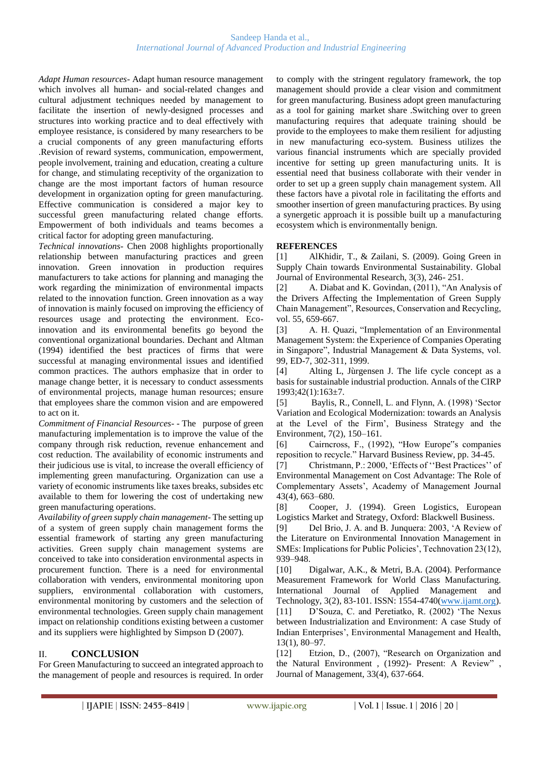*Adapt Human resources*- Adapt human resource management which involves all human- and social-related changes and cultural adjustment techniques needed by management to facilitate the insertion of newly-designed processes and structures into working practice and to deal effectively with employee resistance, is considered by many researchers to be a crucial components of any green manufacturing efforts .Revision of reward systems, communication, empowerment, people involvement, training and education, creating a culture for change, and stimulating receptivity of the organization to change are the most important factors of human resource development in organization opting for green manufacturing. Effective communication is considered a major key to successful green manufacturing related change efforts. Empowerment of both individuals and teams becomes a critical factor for adopting green manufacturing.

*Technical innovations*- Chen 2008 highlights proportionally relationship between manufacturing practices and green innovation. Green innovation in production requires manufacturers to take actions for planning and managing the work regarding the minimization of environmental impacts related to the innovation function. Green innovation as a way of innovation is mainly focused on improving the efficiency of resources usage and protecting the environment. Eco-innovation and its environmental benefits go beyond the conventional organizational boundaries. Dechant and Altman (1994) identified the best practices of firms that were successful at managing environmental issues and identified common practices. The authors emphasize that in order to manage change better, it is necessary to conduct assessments of environmental projects, manage human resources; ensure that employees share the common vision and are empowered to act on it.

*Commitment of Financial Resources*- - The purpose of green manufacturing implementation is to improve the value of the company through risk reduction, revenue enhancement and cost reduction. The availability of economic instruments and their judicious use is vital, to increase the overall efficiency of implementing green manufacturing. Organization can use a variety of economic instruments like taxes breaks, subsides etc available to them for lowering the cost of undertaking new green manufacturing operations.

*Availability of green supply chain management*- The setting up of a system of green supply chain management forms the essential framework of starting any green manufacturing activities. Green supply chain management systems are conceived to take into consideration environmental aspects in procurement function. There is a need for environmental collaboration with venders, environmental monitoring upon suppliers, environmental collaboration with customers, environmental monitoring by customers and the selection of environmental technologies. Green supply chain management impact on relationship conditions existing between a customer and its suppliers were highlighted by Simpson D (2007).

## II. CONCLUSION

For Green Manufacturing to succeed an integrated approach to the management of people and resources is required. In order to comply with the stringent regulatory framework, the top management should provide a clear vision and commitment for green manufacturing. Business adopt green manufacturing as a tool for gaining market share .Switching over to green manufacturing requires that adequate training should be provide to the employees to make them resilient for adjusting in new manufacturing eco-system. Business utilizes the various financial instruments which are specially provided incentive for setting up green manufacturing units. It is essential need that business collaborate with their vender in order to set up a green supply chain management system. All these factors have a pivotal role in facilitating the efforts and smoother insertion of green manufacturing practices. By using a synergetic approach it is possible built up a manufacturing ecosystem which is environmentally benign.

## REFERENCES

[1] AlKhidir, T., & Zailani, S. (2009). Going Green in Supply Chain towards Environmental Sustainability. Global Journal of Environmental Research, 3(3), 246- 251.

[2] A. Diabat and K. Govindan, (2011), "An Analysis of the Drivers Affecting the Implementation of Green Supply Chain Management", Resources, Conservation and Recycling, vol. 55, 659-667.

[3] A. H. Quazi, "Implementation of an Environmental Management System: the Experience of Companies Operating in Singapore", Industrial Management & Data Systems, vol. 99, ED-7, 302-311, 1999.

[4] Alting L, Jùrgensen J. The life cycle concept as a basis for sustainable industrial production. Annals of the CIRP 1993;42(1):163±7.

[5] Baylis, R., Connell, L. and Flynn, A. (1998) 'Sector Variation and Ecological Modernization: towards an Analysis at the Level of the Firm', Business Strategy and the Environment, 7(2), 150–161.

[6] Cairncross, F., (1992), "How Europe"s companies reposition to recycle." Harvard Business Review, pp. 34-45.

[7] Christmann, P.: 2000, 'Effects of ''Best Practices'' of Environmental Management on Cost Advantage: The Role of Complementary Assets', Academy of Management Journal 43(4), 663–680.

[8] Cooper, J. (1994). Green Logistics, European Logistics Market and Strategy, Oxford: Blackwell Business.

[9] Del Brio, J. A. and B. Junquera: 2003, 'A Review of the Literature on Environmental Innovation Management in SMEs: Implications for Public Policies', Technovation 23(12), 939–948.

[10] Digalwar, A.K., & Metri, B.A. (2004). Performance Measurement Framework for World Class Manufacturing. International Journal of Applied Management and Technology, 3(2), 83-101. ISSN: 1554-4740(www.ijamt.org).

[11] D'Souza, C. and Peretiatko, R. (2002) 'The Nexus between Industrialization and Environment: A case Study of Indian Enterprises', Environmental Management and Health, 13(1), 80–97.

[12] Etzion, D., (2007), "Research on Organization and the Natural Environment , (1992)- Present: A Review" , Journal of Management, 33(4), 637-664.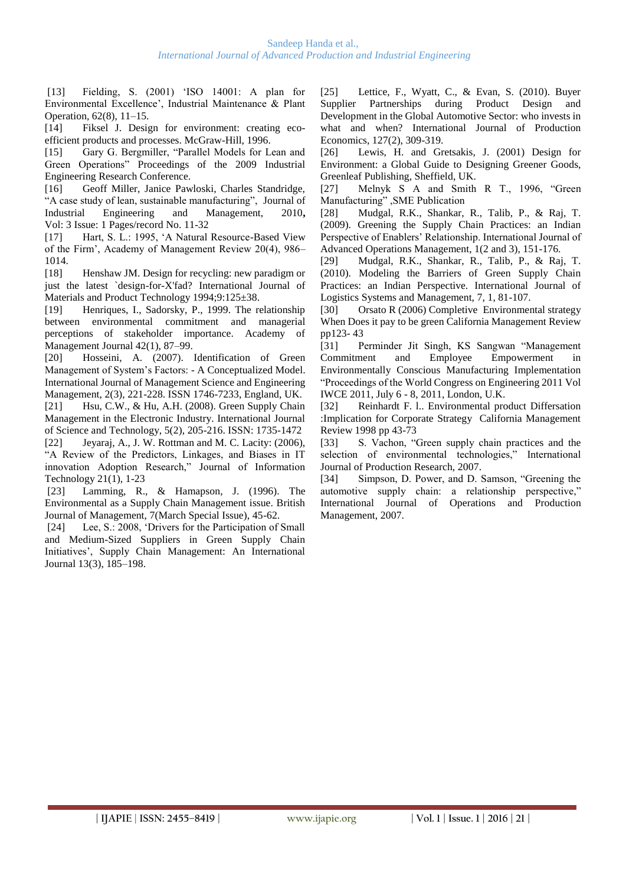[13] Fielding, S. (2001) 'ISO 14001: A plan for Environmental Excellence', Industrial Maintenance & Plant Operation, 62(8), 11–15.

[14] Fiksel J. Design for environment: creating eco-efficient products and processes. McGraw-Hill, 1996.

[15] Gary G. Bergmiller, "Parallel Models for Lean and Green Operations" Proceedings of the 2009 Industrial Engineering Research Conference.

[16] Geoff Miller, Janice Pawloski, Charles Standridge, "A case study of lean, sustainable manufacturing", Journal of Industrial Engineering and Management, 2010, Vol: 3 Issue: 1 Pages/record No. 11-32

[17] Hart, S. L.: 1995, 'A Natural Resource-Based View of the Firm', Academy of Management Review 20(4), 986–1014.

[18] Henshaw JM. Design for recycling: new paradigm or just the latest `design-for-X'fad? International Journal of Materials and Product Technology 1994;9:125±38.

[19] Henriques, I., Sadorsky, P., 1999. The relationship between environmental commitment and managerial perceptions of stakeholder importance. Academy of Management Journal 42(1), 87–99.

[20] Hosseini, A. (2007). Identification of Green Management of System's Factors: - A Conceptualized Model. International Journal of Management Science and Engineering Management, 2(3), 221-228. ISSN 1746-7233, England, UK.

[21] Hsu, C.W., & Hu, A.H. (2008). Green Supply Chain Management in the Electronic Industry. International Journal of Science and Technology, 5(2), 205-216. ISSN: 1735-1472

[22] Jeyaraj, A., J. W. Rottman and M. C. Lacity: (2006), "A Review of the Predictors, Linkages, and Biases in IT innovation Adoption Research," Journal of Information Technology 21(1), 1-23

[23] Lamming, R., & Hamapson, J. (1996). The Environmental as a Supply Chain Management issue. British Journal of Management, 7(March Special Issue), 45-62.

[24] Lee, S.: 2008, 'Drivers for the Participation of Small and Medium-Sized Suppliers in Green Supply Chain Initiatives', Supply Chain Management: An International Journal 13(3), 185–198.

[25] Lettice, F., Wyatt, C., & Evan, S. (2010). Buyer Supplier Partnerships during Product Design and Development in the Global Automotive Sector: who invests in what and when? International Journal of Production Economics, 127(2), 309-319.

[26] Lewis, H. and Gretsakis, J. (2001) Design for Environment: a Global Guide to Designing Greener Goods, Greenleaf Publishing, Sheffield, UK.

[27] Melnyk S A and Smith R T., 1996, "Green Manufacturing" ,SME Publication

[28] Mudgal, R.K., Shankar, R., Talib, P., & Raj, T. (2009). Greening the Supply Chain Practices: an Indian Perspective of Enablers' Relationship. International Journal of Advanced Operations Management, 1(2 and 3), 151-176.

[29] Mudgal, R.K., Shankar, R., Talib, P., & Raj, T. (2010). Modeling the Barriers of Green Supply Chain Practices: an Indian Perspective. International Journal of Logistics Systems and Management, 7, 1, 81-107.

[30] Orsato R (2006) Completive Environmental strategy When Does it pay to be green California Management Review pp123- 43

[31] Perminder Jit Singh, KS Sangwan "Management Commitment and Employee Empowerment in Environmentally Conscious Manufacturing Implementation "Proceedings of the World Congress on Engineering 2011 Vol IWCE 2011, July 6 - 8, 2011, London, U.K.

[32] Reinhardt F. l.. Environmental product Differsation :Implication for Corporate Strategy California Management Review 1998 pp 43-73

[33] S. Vachon, "Green supply chain practices and the selection of environmental technologies," International Journal of Production Research, 2007.

[34] Simpson, D. Power, and D. Samson, "Greening the automotive supply chain: a relationship perspective," International Journal of Operations and Production Management, 2007.